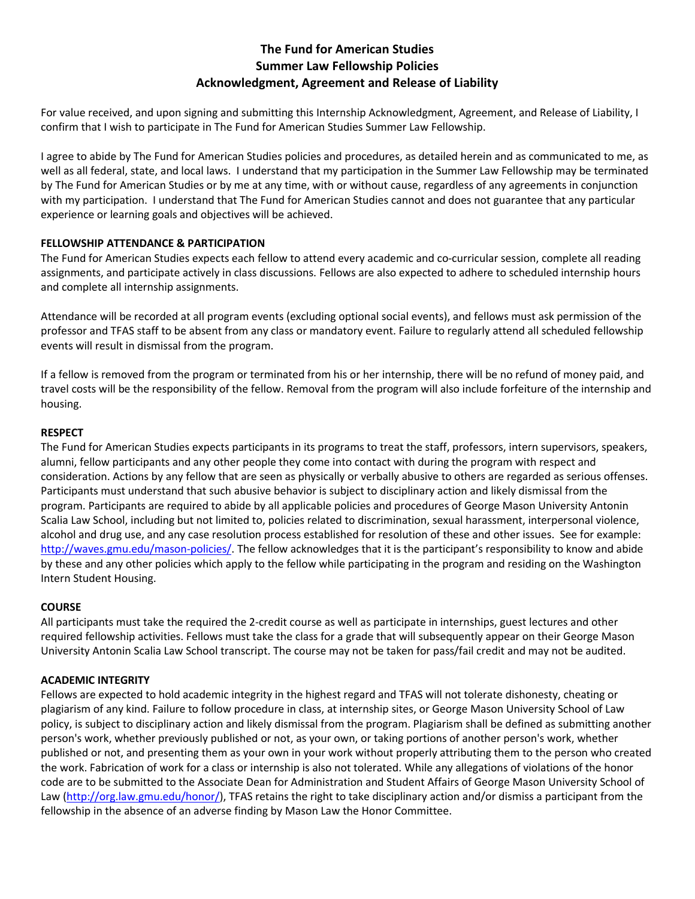# The Fund for American Studies
# Summer Law Fellowship Policies
# Acknowledgment, Agreement and Release of Liability

For value received, and upon signing and submitting this Internship Acknowledgment, Agreement, and Release of Liability, I confirm that I wish to participate in The Fund for American Studies Summer Law Fellowship.

I agree to abide by The Fund for American Studies policies and procedures, as detailed herein and as communicated to me, as well as all federal, state, and local laws. I understand that my participation in the Summer Law Fellowship may be terminated by The Fund for American Studies or by me at any time, with or without cause, regardless of any agreements in conjunction with my participation. I understand that The Fund for American Studies cannot and does not guarantee that any particular experience or learning goals and objectives will be achieved.

**FELLOWSHIP ATTENDANCE & PARTICIPATION**

The Fund for American Studies expects each fellow to attend every academic and co-curricular session, complete all reading assignments, and participate actively in class discussions. Fellows are also expected to adhere to scheduled internship hours and complete all internship assignments.

Attendance will be recorded at all program events (excluding optional social events), and fellows must ask permission of the professor and TFAS staff to be absent from any class or mandatory event. Failure to regularly attend all scheduled fellowship events will result in dismissal from the program.

If a fellow is removed from the program or terminated from his or her internship, there will be no refund of money paid, and travel costs will be the responsibility of the fellow. Removal from the program will also include forfeiture of the internship and housing.

**RESPECT**

The Fund for American Studies expects participants in its programs to treat the staff, professors, intern supervisors, speakers, alumni, fellow participants and any other people they come into contact with during the program with respect and consideration. Actions by any fellow that are seen as physically or verbally abusive to others are regarded as serious offenses. Participants must understand that such abusive behavior is subject to disciplinary action and likely dismissal from the program. Participants are required to abide by all applicable policies and procedures of George Mason University Antonin Scalia Law School, including but not limited to, policies related to discrimination, sexual harassment, interpersonal violence, alcohol and drug use, and any case resolution process established for resolution of these and other issues. See for example: [http://waves.gmu.edu/mason-policies/](http://waves.gmu.edu/mason-policies/). The fellow acknowledges that it is the participant's responsibility to know and abide by these and any other policies which apply to the fellow while participating in the program and residing on the Washington Intern Student Housing.

**COURSE**

All participants must take the required the 2-credit course as well as participate in internships, guest lectures and other required fellowship activities. Fellows must take the class for a grade that will subsequently appear on their George Mason University Antonin Scalia Law School transcript. The course may not be taken for pass/fail credit and may not be audited.

**ACADEMIC INTEGRITY**

Fellows are expected to hold academic integrity in the highest regard and TFAS will not tolerate dishonesty, cheating or plagiarism of any kind. Failure to follow procedure in class, at internship sites, or George Mason University School of Law policy, is subject to disciplinary action and likely dismissal from the program. Plagiarism shall be defined as submitting another person's work, whether previously published or not, as your own, or taking portions of another person's work, whether published or not, and presenting them as your own in your work without properly attributing them to the person who created the work. Fabrication of work for a class or internship is also not tolerated. While any allegations of violations of the honor code are to be submitted to the Associate Dean for Administration and Student Affairs of George Mason University School of Law ([http://org.law.gmu.edu/honor/](http://org.law.gmu.edu/honor/)), TFAS retains the right to take disciplinary action and/or dismiss a participant from the fellowship in the absence of an adverse finding by Mason Law the Honor Committee.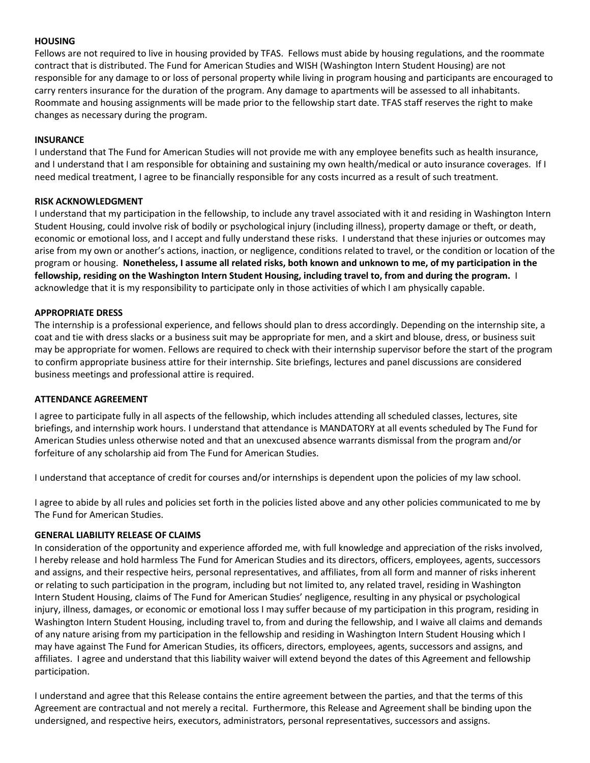**HOUSING**

Fellows are not required to live in housing provided by TFAS. Fellows must abide by housing regulations, and the roommate contract that is distributed. The Fund for American Studies and WISH (Washington Intern Student Housing) are not responsible for any damage to or loss of personal property while living in program housing and participants are encouraged to carry renters insurance for the duration of the program. Any damage to apartments will be assessed to all inhabitants. Roommate and housing assignments will be made prior to the fellowship start date. TFAS staff reserves the right to make changes as necessary during the program.

**INSURANCE**

I understand that The Fund for American Studies will not provide me with any employee benefits such as health insurance, and I understand that I am responsible for obtaining and sustaining my own health/medical or auto insurance coverages. If I need medical treatment, I agree to be financially responsible for any costs incurred as a result of such treatment.

**RISK ACKNOWLEDGMENT**

I understand that my participation in the fellowship, to include any travel associated with it and residing in Washington Intern Student Housing, could involve risk of bodily or psychological injury (including illness), property damage or theft, or death, economic or emotional loss, and I accept and fully understand these risks. I understand that these injuries or outcomes may arise from my own or another's actions, inaction, or negligence, conditions related to travel, or the condition or location of the program or housing. **Nonetheless, I assume all related risks, both known and unknown to me, of my participation in the fellowship, residing on the Washington Intern Student Housing, including travel to, from and during the program.** I acknowledge that it is my responsibility to participate only in those activities of which I am physically capable.

**APPROPRIATE DRESS**

The internship is a professional experience, and fellows should plan to dress accordingly. Depending on the internship site, a coat and tie with dress slacks or a business suit may be appropriate for men, and a skirt and blouse, dress, or business suit may be appropriate for women. Fellows are required to check with their internship supervisor before the start of the program to confirm appropriate business attire for their internship. Site briefings, lectures and panel discussions are considered business meetings and professional attire is required.

**ATTENDANCE AGREEMENT**

I agree to participate fully in all aspects of the fellowship, which includes attending all scheduled classes, lectures, site briefings, and internship work hours. I understand that attendance is MANDATORY at all events scheduled by The Fund for American Studies unless otherwise noted and that an unexcused absence warrants dismissal from the program and/or forfeiture of any scholarship aid from The Fund for American Studies.

I understand that acceptance of credit for courses and/or internships is dependent upon the policies of my law school.

I agree to abide by all rules and policies set forth in the policies listed above and any other policies communicated to me by The Fund for American Studies.

**GENERAL LIABILITY RELEASE OF CLAIMS**

In consideration of the opportunity and experience afforded me, with full knowledge and appreciation of the risks involved, I hereby release and hold harmless The Fund for American Studies and its directors, officers, employees, agents, successors and assigns, and their respective heirs, personal representatives, and affiliates, from all form and manner of risks inherent or relating to such participation in the program, including but not limited to, any related travel, residing in Washington Intern Student Housing, claims of The Fund for American Studies' negligence, resulting in any physical or psychological injury, illness, damages, or economic or emotional loss I may suffer because of my participation in this program, residing in Washington Intern Student Housing, including travel to, from and during the fellowship, and I waive all claims and demands of any nature arising from my participation in the fellowship and residing in Washington Intern Student Housing which I may have against The Fund for American Studies, its officers, directors, employees, agents, successors and assigns, and affiliates. I agree and understand that this liability waiver will extend beyond the dates of this Agreement and fellowship participation.

I understand and agree that this Release contains the entire agreement between the parties, and that the terms of this Agreement are contractual and not merely a recital. Furthermore, this Release and Agreement shall be binding upon the undersigned, and respective heirs, executors, administrators, personal representatives, successors and assigns.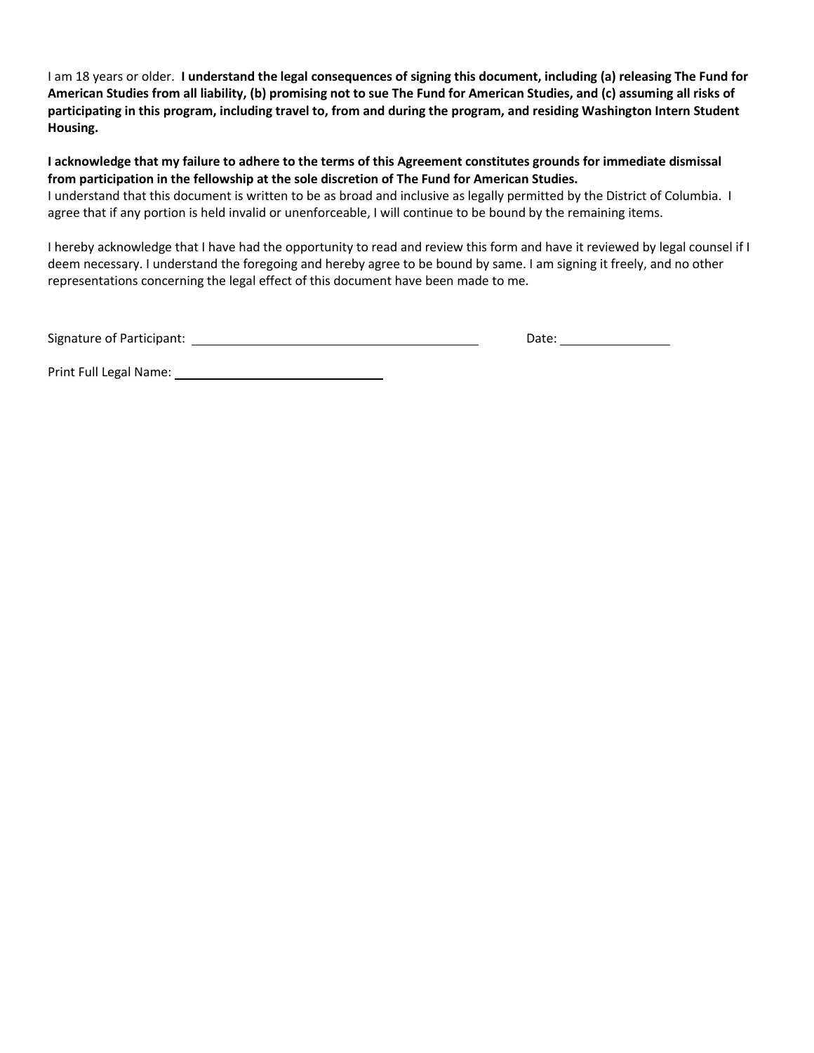I am 18 years or older. **I understand the legal consequences of signing this document, including (a) releasing The Fund for American Studies from all liability, (b) promising not to sue The Fund for American Studies, and (c) assuming all risks of participating in this program, including travel to, from and during the program, and residing Washington Intern Student Housing.**

**I acknowledge that my failure to adhere to the terms of this Agreement constitutes grounds for immediate dismissal from participation in the fellowship at the sole discretion of The Fund for American Studies.**
I understand that this document is written to be as broad and inclusive as legally permitted by the District of Columbia. I agree that if any portion is held invalid or unenforceable, I will continue to be bound by the remaining items.

I hereby acknowledge that I have had the opportunity to read and review this form and have it reviewed by legal counsel if I deem necessary. I understand the foregoing and hereby agree to be bound by same. I am signing it freely, and no other representations concerning the legal effect of this document have been made to me.

Signature of Participant: ______________________________ Date: ____________

Print Full Legal Name: ______________________